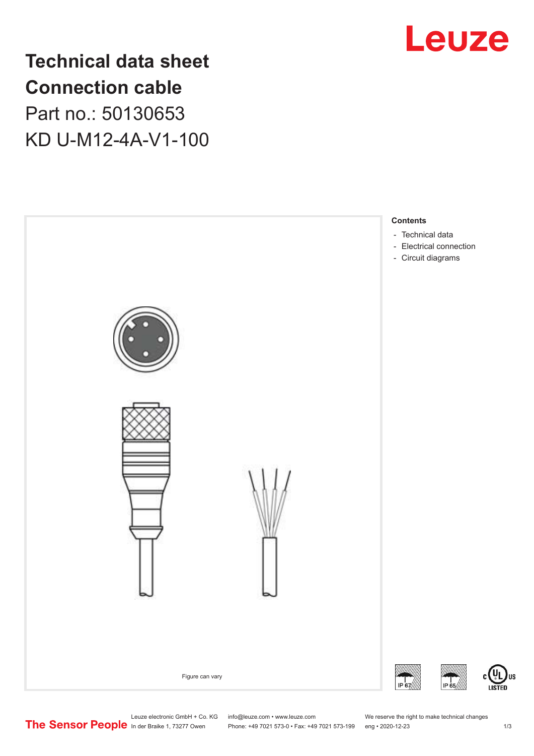# Technical data sheet

# Connection cable

Part no.: 50130653

KD U-M12-4A-V1-100

Leuze

**Contents**

- Technical data
- Electrical connection
- Circuit diagrams

Figure can vary

IP 67

IP 65

c UL US LISTED

The Sensor People

Leuze electronic GmbH + Co. KG
In der Braike 1, 73277 Owen

info@leuze.com • www.leuze.com
Phone: +49 7021 573-0 • Fax: +49 7021 573-199

We reserve the right to make technical changes
eng • 2020-12-23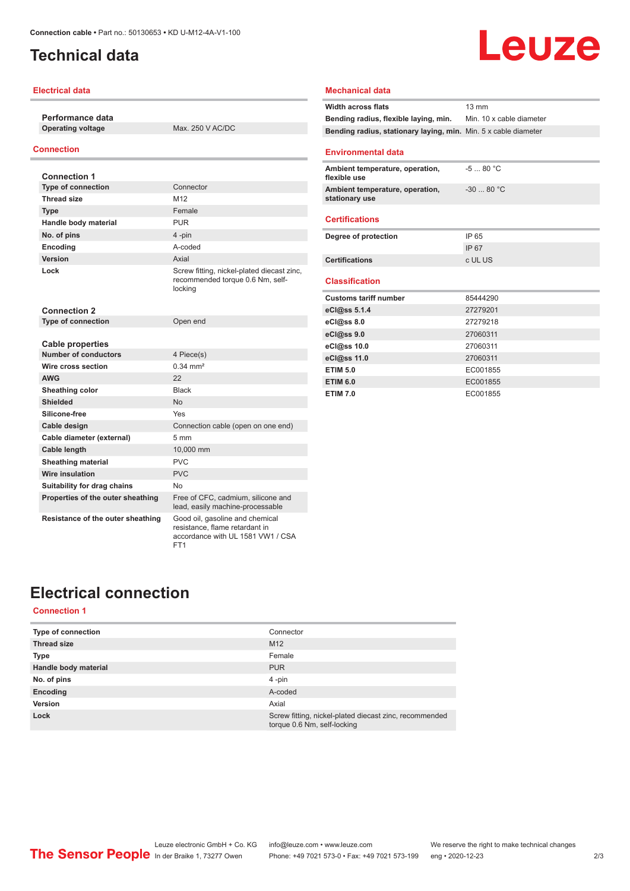# Technical data

## Electrical data

| Performance data | |
|---|---|
| Operating voltage | Max. 250 V AC/DC |

## Connection

| Connection 1 | |
|---|---|
| Type of connection | Connector |
| Thread size | M12 |
| Type | Female |
| Handle body material | PUR |
| No. of pins | 4 -pin |
| Encoding | A-coded |
| Version | Axial |
| Lock | Screw fitting, nickel-plated diecast zinc, recommended torque 0.6 Nm, self-locking |

| Connection 2 | |
|---|---|
| Type of connection | Open end |

| Cable properties | |
|---|---|
| Number of conductors | 4 Piece(s) |
| Wire cross section | 0.34 mm² |
| AWG | 22 |
| Sheathing color | Black |
| Shielded | No |
| Silicone-free | Yes |
| Cable design | Connection cable (open on one end) |
| Cable diameter (external) | 5 mm |
| Cable length | 10,000 mm |
| Sheathing material | PVC |
| Wire insulation | PVC |
| Suitability for drag chains | No |
| Properties of the outer sheathing | Free of CFC, cadmium, silicone and lead, easily machine-processable |
| Resistance of the outer sheathing | Good oil, gasoline and chemical resistance, flame retardant in accordance with UL 1581 VW1 / CSA FT1 |

## Mechanical data

| | |
|---|---|
| Width across flats | 13 mm |
| Bending radius, flexible laying, min. | Min. 10 x cable diameter |
| Bending radius, stationary laying, min. | Min. 5 x cable diameter |

## Environmental data

| | |
|---|---|
| Ambient temperature, operation, flexible use | -5 ... 80 °C |
| Ambient temperature, operation, stationary use | -30 ... 80 °C |

## Certifications

| | |
|---|---|
| Degree of protection | IP 65 |
| | IP 67 |
| Certifications | c UL US |

## Classification

| | |
|---|---|
| Customs tariff number | 85444290 |
| eCl@ss 5.1.4 | 27279201 |
| eCl@ss 8.0 | 27279218 |
| eCl@ss 9.0 | 27060311 |
| eCl@ss 10.0 | 27060311 |
| eCl@ss 11.0 | 27060311 |
| ETIM 5.0 | EC001855 |
| ETIM 6.0 | EC001855 |
| ETIM 7.0 | EC001855 |

# Electrical connection

## Connection 1

| | |
|---|---|
| Type of connection | Connector |
| Thread size | M12 |
| Type | Female |
| Handle body material | PUR |
| No. of pins | 4 -pin |
| Encoding | A-coded |
| Version | Axial |
| Lock | Screw fitting, nickel-plated diecast zinc, recommended torque 0.6 Nm, self-locking |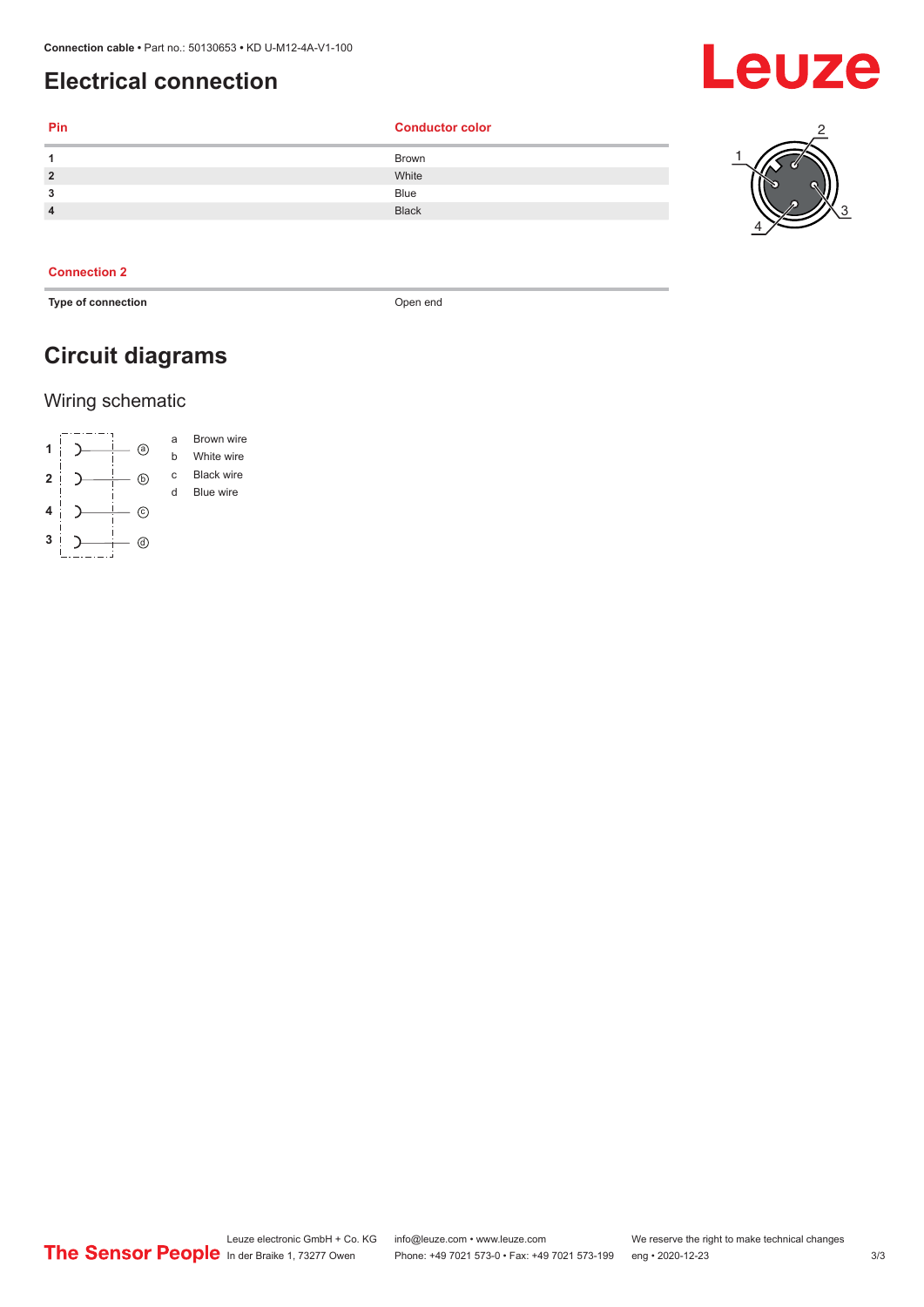## Electrical connection

| Pin | Conductor color |
|---|---|
| 1 | Brown |
| 2 | White |
| 3 | Blue |
| 4 | Black |

1
2
3
4

| Connection 2 | |
|---|---|
| Type of connection | Open end |

## Circuit diagrams

### Wiring schematic

1
2
4
3
a
b
c
d

a Brown wire
b White wire
c Black wire
d Blue wire

Leuze electronic GmbH + Co. KG
In der Braike 1, 73277 Owen
info@leuze.com • www.leuze.com
Phone: +49 7021 573-0 • Fax: +49 7021 573-199
We reserve the right to make technical changes
eng • 2020-12-23